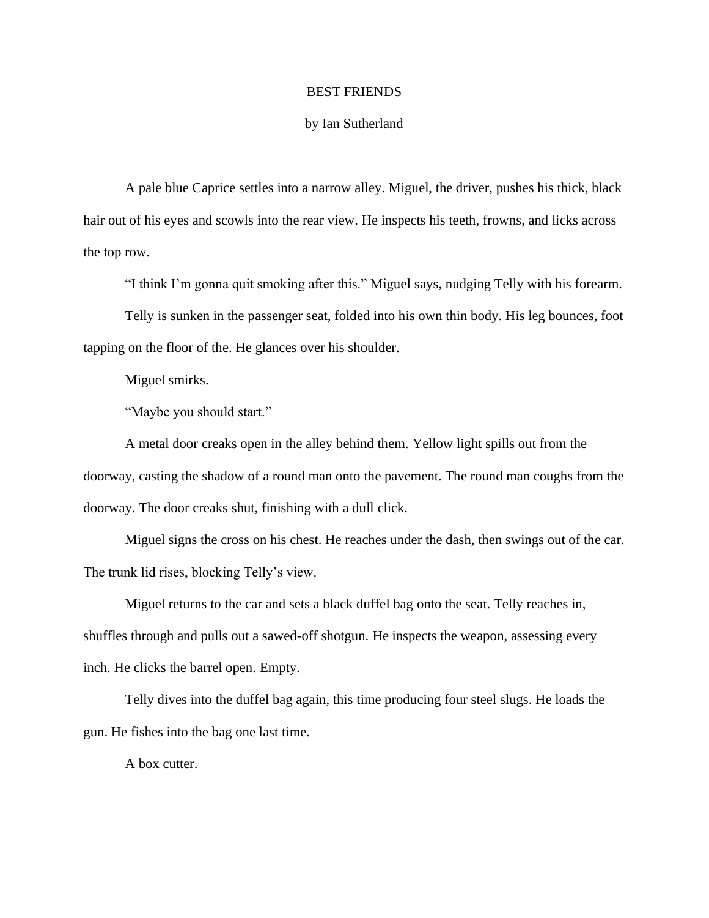# BEST FRIENDS

by Ian Sutherland

A pale blue Caprice settles into a narrow alley. Miguel, the driver, pushes his thick, black hair out of his eyes and scowls into the rear view. He inspects his teeth, frowns, and licks across the top row.

"I think I'm gonna quit smoking after this." Miguel says, nudging Telly with his forearm.

Telly is sunken in the passenger seat, folded into his own thin body. His leg bounces, foot tapping on the floor of the. He glances over his shoulder.

Miguel smirks.

"Maybe you should start."

A metal door creaks open in the alley behind them. Yellow light spills out from the doorway, casting the shadow of a round man onto the pavement. The round man coughs from the doorway. The door creaks shut, finishing with a dull click.

Miguel signs the cross on his chest. He reaches under the dash, then swings out of the car. The trunk lid rises, blocking Telly's view.

Miguel returns to the car and sets a black duffel bag onto the seat. Telly reaches in, shuffles through and pulls out a sawed-off shotgun. He inspects the weapon, assessing every inch. He clicks the barrel open. Empty.

Telly dives into the duffel bag again, this time producing four steel slugs. He loads the gun. He fishes into the bag one last time.

A box cutter.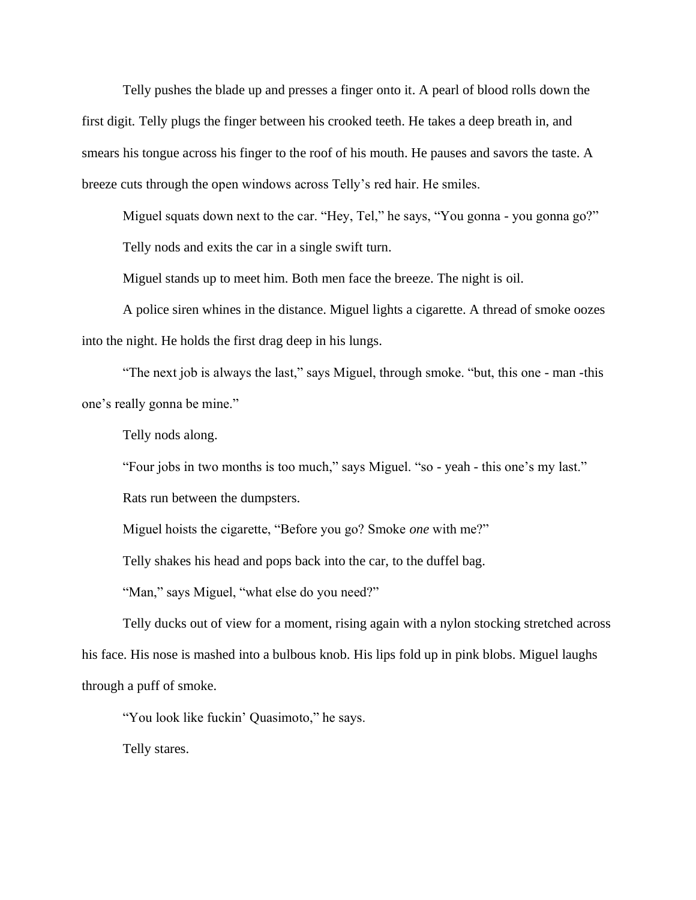Telly pushes the blade up and presses a finger onto it. A pearl of blood rolls down the first digit. Telly plugs the finger between his crooked teeth. He takes a deep breath in, and smears his tongue across his finger to the roof of his mouth. He pauses and savors the taste. A breeze cuts through the open windows across Telly's red hair. He smiles.

Miguel squats down next to the car. "Hey, Tel," he says, "You gonna - you gonna go?"

Telly nods and exits the car in a single swift turn.

Miguel stands up to meet him. Both men face the breeze. The night is oil.

A police siren whines in the distance. Miguel lights a cigarette. A thread of smoke oozes into the night. He holds the first drag deep in his lungs.

"The next job is always the last," says Miguel, through smoke. "but, this one - man -this one's really gonna be mine."

Telly nods along.

"Four jobs in two months is too much," says Miguel. "so - yeah - this one's my last."

Rats run between the dumpsters.

Miguel hoists the cigarette, "Before you go? Smoke *one* with me?"

Telly shakes his head and pops back into the car, to the duffel bag.

"Man," says Miguel, "what else do you need?"

Telly ducks out of view for a moment, rising again with a nylon stocking stretched across his face. His nose is mashed into a bulbous knob. His lips fold up in pink blobs. Miguel laughs through a puff of smoke.

"You look like fuckin' Quasimoto," he says.

Telly stares.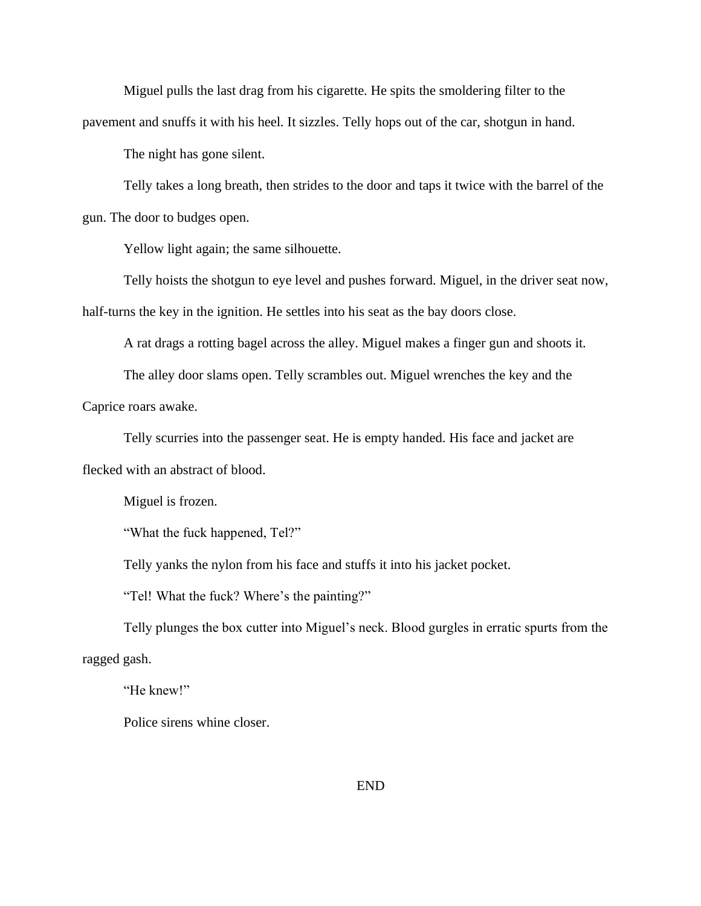Miguel pulls the last drag from his cigarette. He spits the smoldering filter to the pavement and snuffs it with his heel. It sizzles. Telly hops out of the car, shotgun in hand.

The night has gone silent.

Telly takes a long breath, then strides to the door and taps it twice with the barrel of the gun. The door to budges open.

Yellow light again; the same silhouette.

Telly hoists the shotgun to eye level and pushes forward. Miguel, in the driver seat now, half-turns the key in the ignition. He settles into his seat as the bay doors close.

A rat drags a rotting bagel across the alley. Miguel makes a finger gun and shoots it.

The alley door slams open. Telly scrambles out. Miguel wrenches the key and the Caprice roars awake.

Telly scurries into the passenger seat. He is empty handed. His face and jacket are flecked with an abstract of blood.

Miguel is frozen.

"What the fuck happened, Tel?"

Telly yanks the nylon from his face and stuffs it into his jacket pocket.

"Tel! What the fuck? Where's the painting?"

Telly plunges the box cutter into Miguel's neck. Blood gurgles in erratic spurts from the ragged gash.

"He knew!"

Police sirens whine closer.

END